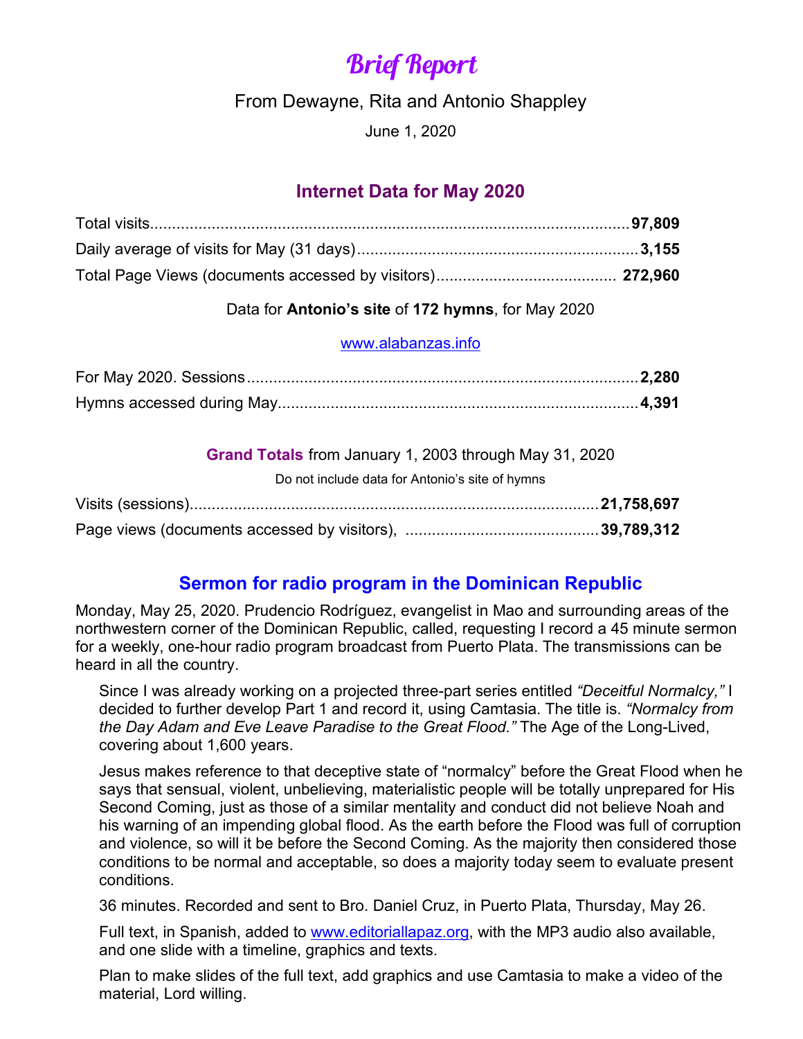# Brief Report

From Dewayne, Rita and Antonio Shappley

June 1, 2020

## Internet Data for May 2020

Total visits............................................................................................................**97,809**

Daily average of visits for May (31 days)................................................................**3,155**

Total Page Views (documents accessed by visitors)......................................... **272,960**

Data for **Antonio's site** of **172 hymns**, for May 2020

www.alabanzas.info

For May 2020. Sessions.........................................................................................**2,280**

Hymns accessed during May..................................................................................**4,391**

**Grand Totals** from January 1, 2003 through May 31, 2020

Do not include data for Antonio's site of hymns

Visits (sessions).............................................................................................**21,758,697**

Page views (documents accessed by visitors), ............................................**39,789,312**

## Sermon for radio program in the Dominican Republic

Monday, May 25, 2020. Prudencio Rodríguez, evangelist in Mao and surrounding areas of the northwestern corner of the Dominican Republic, called, requesting I record a 45 minute sermon for a weekly, one-hour radio program broadcast from Puerto Plata. The transmissions can be heard in all the country.

Since I was already working on a projected three-part series entitled *"Deceitful Normalcy,"* I decided to further develop Part 1 and record it, using Camtasia. The title is. *"Normalcy from the Day Adam and Eve Leave Paradise to the Great Flood."* The Age of the Long-Lived, covering about 1,600 years.

Jesus makes reference to that deceptive state of "normalcy" before the Great Flood when he says that sensual, violent, unbelieving, materialistic people will be totally unprepared for His Second Coming, just as those of a similar mentality and conduct did not believe Noah and his warning of an impending global flood. As the earth before the Flood was full of corruption and violence, so will it be before the Second Coming. As the majority then considered those conditions to be normal and acceptable, so does a majority today seem to evaluate present conditions.

36 minutes. Recorded and sent to Bro. Daniel Cruz, in Puerto Plata, Thursday, May 26.

Full text, in Spanish, added to www.editoriallapaz.org, with the MP3 audio also available, and one slide with a timeline, graphics and texts.

Plan to make slides of the full text, add graphics and use Camtasia to make a video of the material, Lord willing.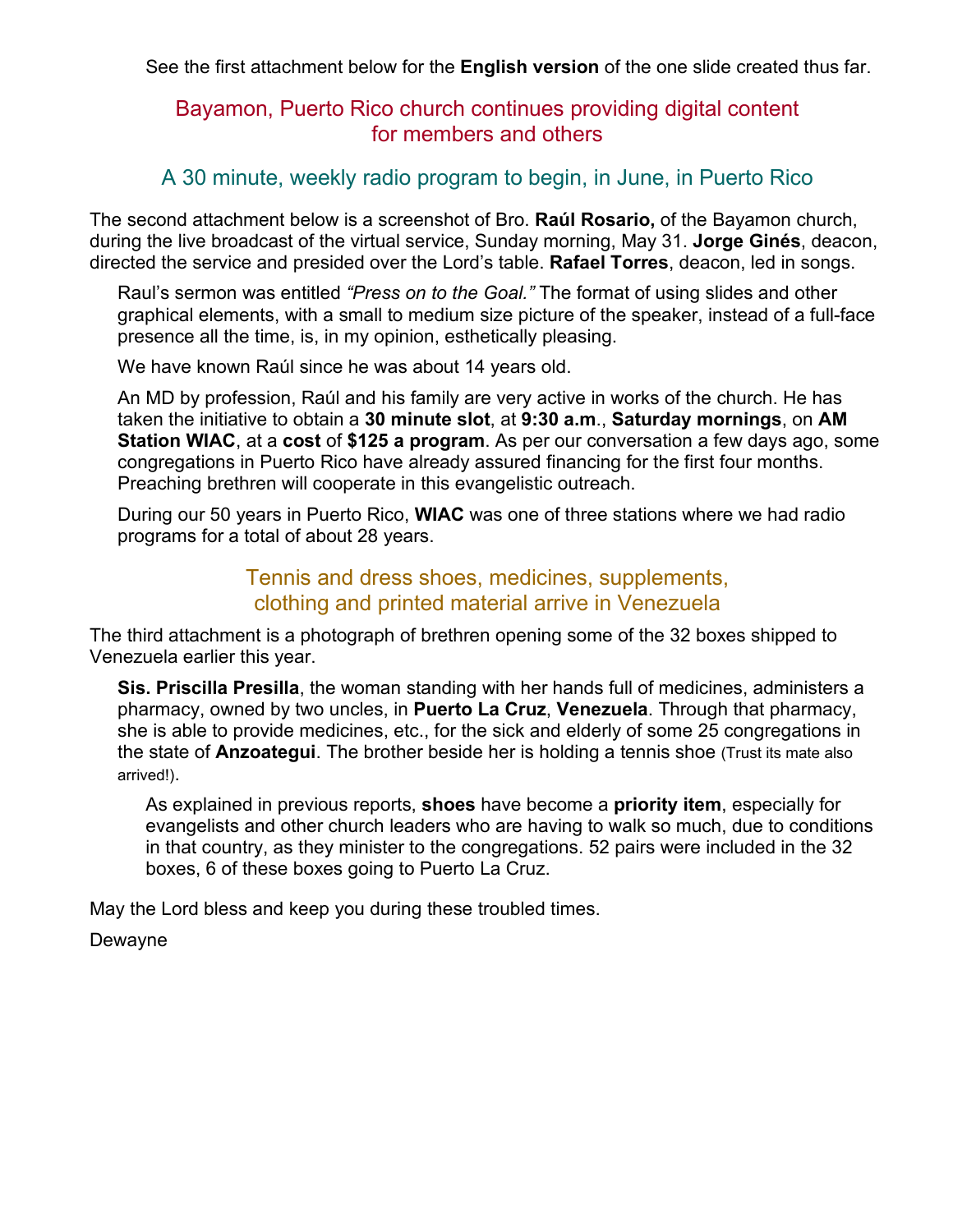See the first attachment below for the **English version** of the one slide created thus far.

## Bayamon, Puerto Rico church continues providing digital content for members and others

### A 30 minute, weekly radio program to begin, in June, in Puerto Rico

The second attachment below is a screenshot of Bro. **Raúl Rosario,** of the Bayamon church, during the live broadcast of the virtual service, Sunday morning, May 31. **Jorge Ginés**, deacon, directed the service and presided over the Lord's table. **Rafael Torres**, deacon, led in songs.

Raul's sermon was entitled *"Press on to the Goal."* The format of using slides and other graphical elements, with a small to medium size picture of the speaker, instead of a full-face presence all the time, is, in my opinion, esthetically pleasing.

We have known Raúl since he was about 14 years old.

An MD by profession, Raúl and his family are very active in works of the church. He has taken the initiative to obtain a **30 minute slot**, at **9:30 a.m**., **Saturday mornings**, on **AM Station WIAC**, at a **cost** of **$125 a program**. As per our conversation a few days ago, some congregations in Puerto Rico have already assured financing for the first four months. Preaching brethren will cooperate in this evangelistic outreach.

During our 50 years in Puerto Rico, **WIAC** was one of three stations where we had radio programs for a total of about 28 years.

## Tennis and dress shoes, medicines, supplements, clothing and printed material arrive in Venezuela

The third attachment is a photograph of brethren opening some of the 32 boxes shipped to Venezuela earlier this year.

**Sis. Priscilla Presilla**, the woman standing with her hands full of medicines, administers a pharmacy, owned by two uncles, in **Puerto La Cruz**, **Venezuela**. Through that pharmacy, she is able to provide medicines, etc., for the sick and elderly of some 25 congregations in the state of **Anzoategui**. The brother beside her is holding a tennis shoe (Trust its mate also arrived!).

As explained in previous reports, **shoes** have become a **priority item**, especially for evangelists and other church leaders who are having to walk so much, due to conditions in that country, as they minister to the congregations. 52 pairs were included in the 32 boxes, 6 of these boxes going to Puerto La Cruz.

May the Lord bless and keep you during these troubled times.

Dewayne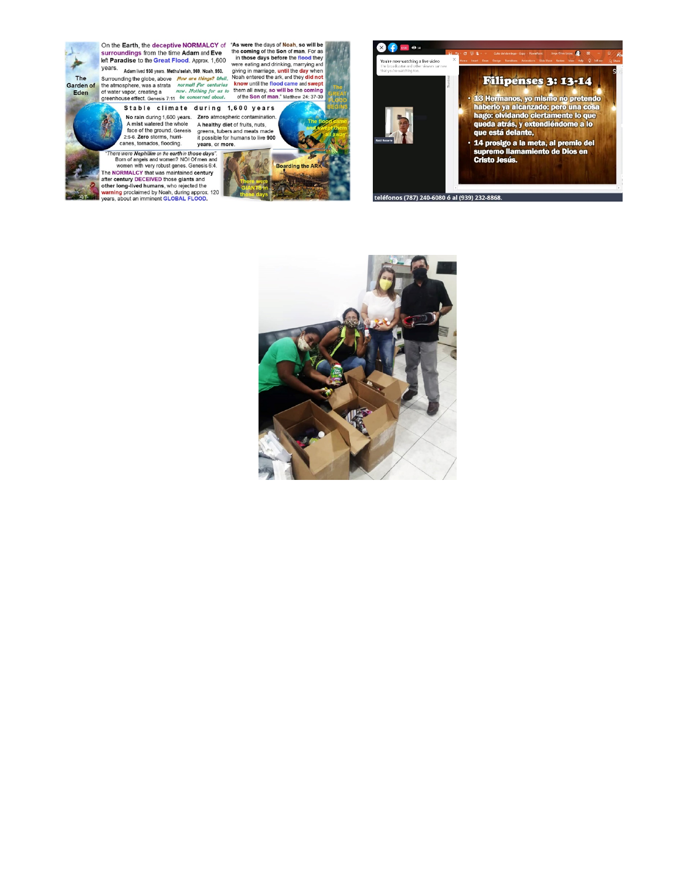The Garden of Eden

On the Earth, the deceptive NORMALCY of surroundings from the time Adam and Eve left Paradise to the Great Flood. Approx. 1,600 years.

Adam lived 930 years. Methu'selah, 969. Noah, 950.

Surrounding the globe, above the atmosphere, was a strata of water vapor, creating a greenhouse effect. Genesis 7:11

*How are things? Well, normal! For centuries now. Nothing for us to be concerned about.*

"As were the days of Noah, so will be the coming of the Son of man. For as in those days before the flood they were eating and drinking, marrying and giving in marriage, until the day when Noah entered the ark, and they did not know until the flood came and swept them all away, so will be the coming of the Son of man." Matthew 24: 37-39

The GREAT FLOOD BEGINS

Stable climate during 1,600 years

No rain during 1,600 years. A mist watered the whole face of the ground. Genesis 2:5-6. Zero storms, hurricanes, tornados, flooding.

Zero atmospheric contamination. A healthy diet of fruits, nuts, greens, tubers and meats made it possible for humans to live 900 years, or more.

The flood came and swept them all away

"There were Nephilim on the earth in those days". Born of angels and women? NO! Of men and women with very robust genes. Genesis 6:4.

The NORMALCY that was maintained century after century DECEIVED those giants and other long-lived humans, who rejected the warning proclaimed by Noah, during approx. 120 years, about an imminent GLOBAL FLOOD.

There were GIANTS in those days

Boarding the ARK

**Filipenses 3: 13-14**

- 13 Hermanos, yo mismo no pretendo haberlo ya alcanzado; pero una cosa hago: olvidando ciertamente lo que queda atrás, y extendiéndome a lo que está delante,
- 14 prosigo a la meta, al premio del supremo llamamiento de Dios en Cristo Jesús.

teléfonos (787) 240-6080 ó al (939) 232-8868.